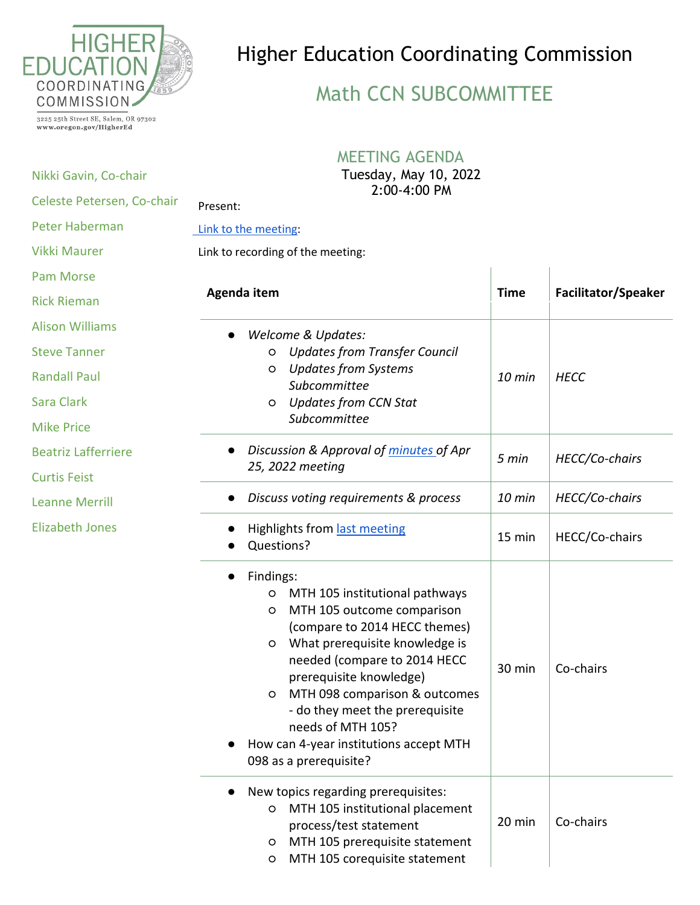HIGHER EDUCATION COORDINATING COMMISSION

3225 25th Street SE, Salem, OR 97302
www.oregon.gov/HigherEd

# Higher Education Coordinating Commission

## Math CCN SUBCOMMITTEE

Nikki Gavin, Co-chair
Celeste Petersen, Co-chair
Peter Haberman
Vikki Maurer
Pam Morse
Rick Rieman
Alison Williams
Steve Tanner
Randall Paul
Sara Clark
Mike Price
Beatriz Lafferriere
Curtis Feist
Leanne Merrill
Elizabeth Jones

### MEETING AGENDA

Tuesday, May 10, 2022
2:00-4:00 PM

Present:

[Link to the meeting]:

Link to recording of the meeting:

| Agenda item | Time | Facilitator/Speaker |
|---|---|---|
| • *Welcome & Updates:*<br>  ○ *Updates from Transfer Council*<br>  ○ *Updates from Systems Subcommittee*<br>  ○ *Updates from CCN Stat Subcommittee* | *10 min* | *HECC* |
| • *Discussion & Approval of [minutes] of Apr 25, 2022 meeting* | *5 min* | *HECC/Co-chairs* |
| • *Discuss voting requirements & process* | *10 min* | *HECC/Co-chairs* |
| • Highlights from [last meeting]<br>• Questions? | 15 min | HECC/Co-chairs |
| • Findings:<br>  ○ MTH 105 institutional pathways<br>  ○ MTH 105 outcome comparison (compare to 2014 HECC themes)<br>  ○ What prerequisite knowledge is needed (compare to 2014 HECC prerequisite knowledge)<br>  ○ MTH 098 comparison & outcomes - do they meet the prerequisite needs of MTH 105?<br>• How can 4-year institutions accept MTH 098 as a prerequisite? | 30 min | Co-chairs |
| • New topics regarding prerequisites:<br>  ○ MTH 105 institutional placement process/test statement<br>  ○ MTH 105 prerequisite statement<br>  ○ MTH 105 corequisite statement | 20 min | Co-chairs |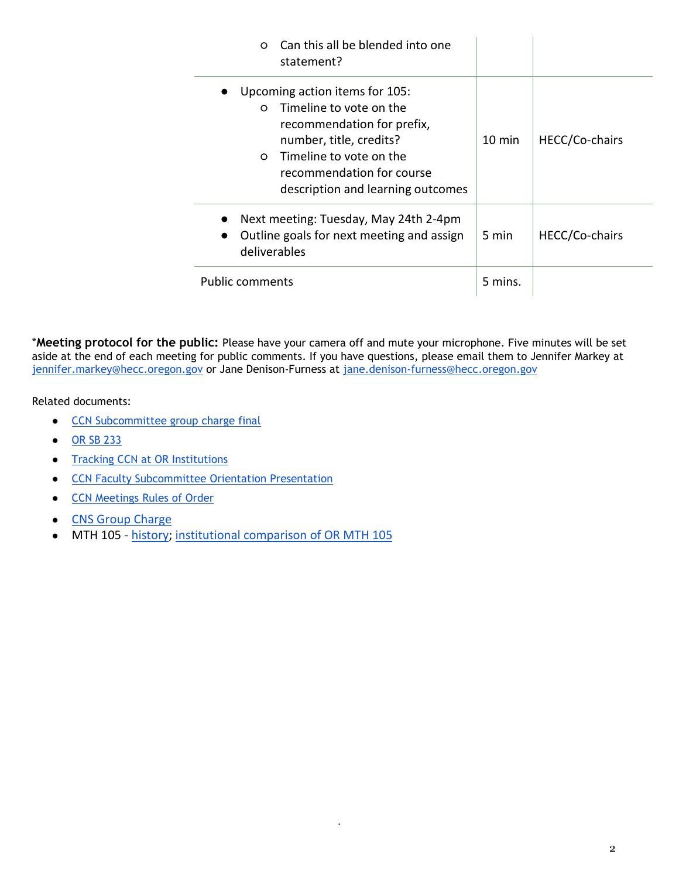| | | |
|---|---|---|
| ○ Can this all be blended into one statement? | | |
| ● Upcoming action items for 105:<br>○ Timeline to vote on the recommendation for prefix, number, title, credits?<br>○ Timeline to vote on the recommendation for course description and learning outcomes | 10 min | HECC/Co-chairs |
| ● Next meeting: Tuesday, May 24th 2-4pm<br>● Outline goals for next meeting and assign deliverables | 5 min | HECC/Co-chairs |
| Public comments | 5 mins. | |

***Meeting protocol for the public:** Please have your camera off and mute your microphone. Five minutes will be set aside at the end of each meeting for public comments. If you have questions, please email them to Jennifer Markey at jennifer.markey@hecc.oregon.gov or Jane Denison-Furness at jane.denison-furness@hecc.oregon.gov

Related documents:

- CCN Subcommittee group charge final
- OR SB 233
- Tracking CCN at OR Institutions
- CCN Faculty Subcommittee Orientation Presentation
- CCN Meetings Rules of Order
- CNS Group Charge
- MTH 105 - history; institutional comparison of OR MTH 105